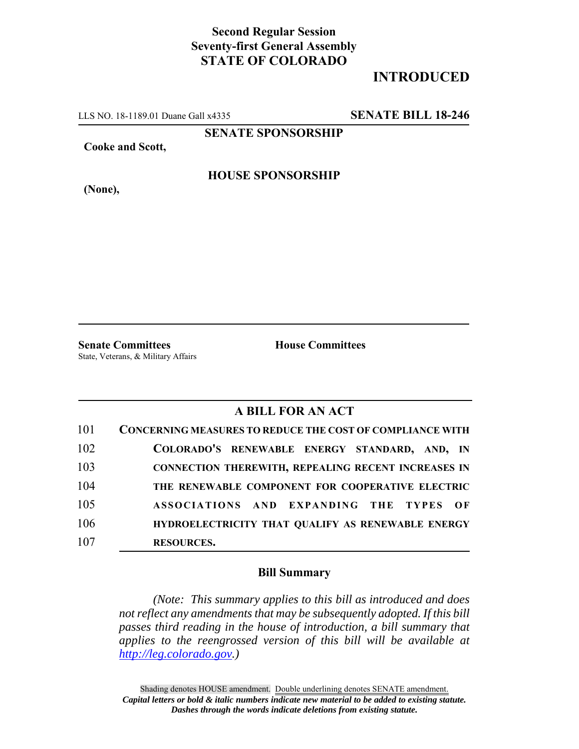**Second Regular Session**
**Seventy-first General Assembly**
**STATE OF COLORADO**

# INTRODUCED

LLS NO. 18-1189.01 Duane Gall x4335 **SENATE BILL 18-246**

**SENATE SPONSORSHIP**

**Cooke and Scott,**

**HOUSE SPONSORSHIP**

**(None),**

**Senate Committees**
State, Veterans, & Military Affairs

**House Committees**

## A BILL FOR AN ACT

101 **CONCERNING MEASURES TO REDUCE THE COST OF COMPLIANCE WITH**
102 **COLORADO'S RENEWABLE ENERGY STANDARD, AND, IN**
103 **CONNECTION THEREWITH, REPEALING RECENT INCREASES IN**
104 **THE RENEWABLE COMPONENT FOR COOPERATIVE ELECTRIC**
105 **ASSOCIATIONS AND EXPANDING THE TYPES OF**
106 **HYDROELECTRICITY THAT QUALIFY AS RENEWABLE ENERGY**
107 **RESOURCES.**

### Bill Summary

*(Note: This summary applies to this bill as introduced and does not reflect any amendments that may be subsequently adopted. If this bill passes third reading in the house of introduction, a bill summary that applies to the reengrossed version of this bill will be available at [http://leg.colorado.gov](http://leg.colorado.gov).)*

Shading denotes HOUSE amendment. Double underlining denotes SENATE amendment.
***Capital letters or bold & italic numbers indicate new material to be added to existing statute.***
***Dashes through the words indicate deletions from existing statute.***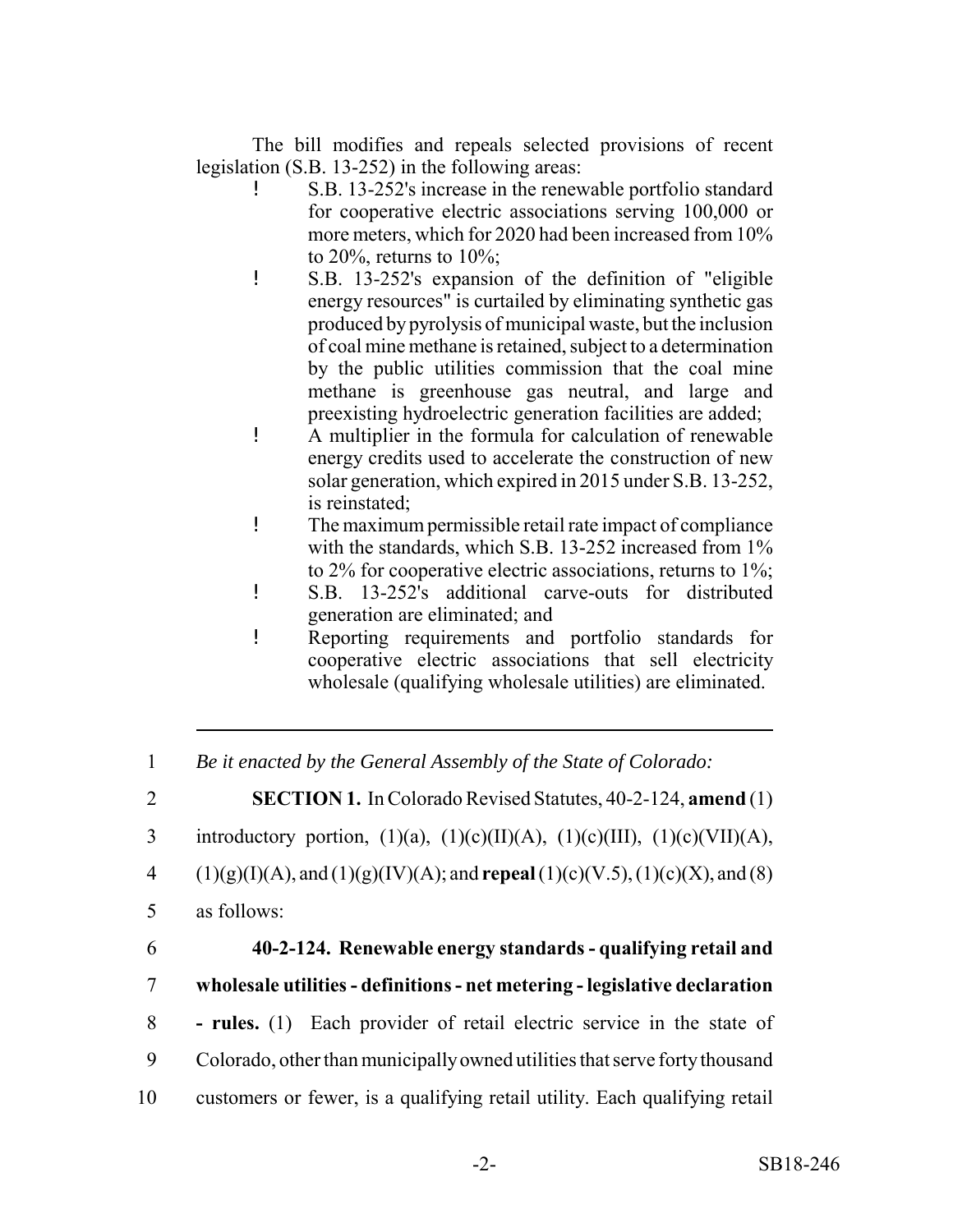The bill modifies and repeals selected provisions of recent legislation (S.B. 13-252) in the following areas:

- S.B. 13-252's increase in the renewable portfolio standard for cooperative electric associations serving 100,000 or more meters, which for 2020 had been increased from 10% to 20%, returns to 10%;
- S.B. 13-252's expansion of the definition of "eligible energy resources" is curtailed by eliminating synthetic gas produced by pyrolysis of municipal waste, but the inclusion of coal mine methane is retained, subject to a determination by the public utilities commission that the coal mine methane is greenhouse gas neutral, and large and preexisting hydroelectric generation facilities are added;
- A multiplier in the formula for calculation of renewable energy credits used to accelerate the construction of new solar generation, which expired in 2015 under S.B. 13-252, is reinstated;
- The maximum permissible retail rate impact of compliance with the standards, which S.B. 13-252 increased from 1% to 2% for cooperative electric associations, returns to 1%;
- S.B. 13-252's additional carve-outs for distributed generation are eliminated; and
- Reporting requirements and portfolio standards for cooperative electric associations that sell electricity wholesale (qualifying wholesale utilities) are eliminated.

---

1 *Be it enacted by the General Assembly of the State of Colorado:*

2 **SECTION 1.** In Colorado Revised Statutes, 40-2-124, **amend** (1)
3 introductory portion, (1)(a), (1)(c)(II)(A), (1)(c)(III), (1)(c)(VII)(A),
4 (1)(g)(I)(A), and (1)(g)(IV)(A); and **repeal** (1)(c)(V.5), (1)(c)(X), and (8)
5 as follows:

6 **40-2-124. Renewable energy standards - qualifying retail and**
7 **wholesale utilities - definitions - net metering - legislative declaration**
8 **- rules.** (1) Each provider of retail electric service in the state of
9 Colorado, other than municipally owned utilities that serve forty thousand
10 customers or fewer, is a qualifying retail utility. Each qualifying retail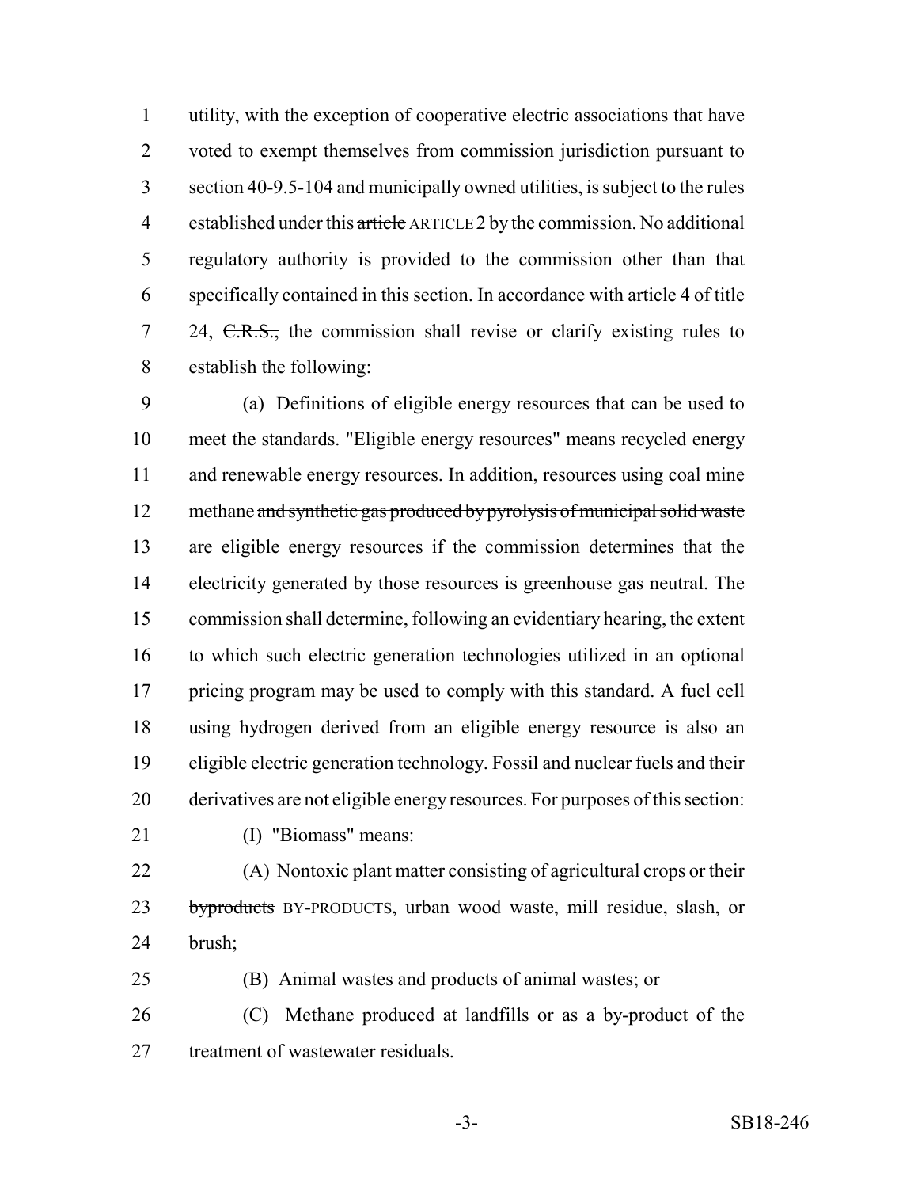utility, with the exception of cooperative electric associations that have voted to exempt themselves from commission jurisdiction pursuant to section 40-9.5-104 and municipally owned utilities, is subject to the rules established under this ~~article~~ ARTICLE 2 by the commission. No additional regulatory authority is provided to the commission other than that specifically contained in this section. In accordance with article 4 of title 24, ~~C.R.S.,~~ the commission shall revise or clarify existing rules to establish the following:

(a) Definitions of eligible energy resources that can be used to meet the standards. "Eligible energy resources" means recycled energy and renewable energy resources. In addition, resources using coal mine methane ~~and synthetic gas produced by pyrolysis of municipal solid waste~~ are eligible energy resources if the commission determines that the electricity generated by those resources is greenhouse gas neutral. The commission shall determine, following an evidentiary hearing, the extent to which such electric generation technologies utilized in an optional pricing program may be used to comply with this standard. A fuel cell using hydrogen derived from an eligible energy resource is also an eligible electric generation technology. Fossil and nuclear fuels and their derivatives are not eligible energy resources. For purposes of this section:

(I) "Biomass" means:

(A) Nontoxic plant matter consisting of agricultural crops or their ~~byproducts~~ BY-PRODUCTS, urban wood waste, mill residue, slash, or brush;

(B) Animal wastes and products of animal wastes; or

(C) Methane produced at landfills or as a by-product of the treatment of wastewater residuals.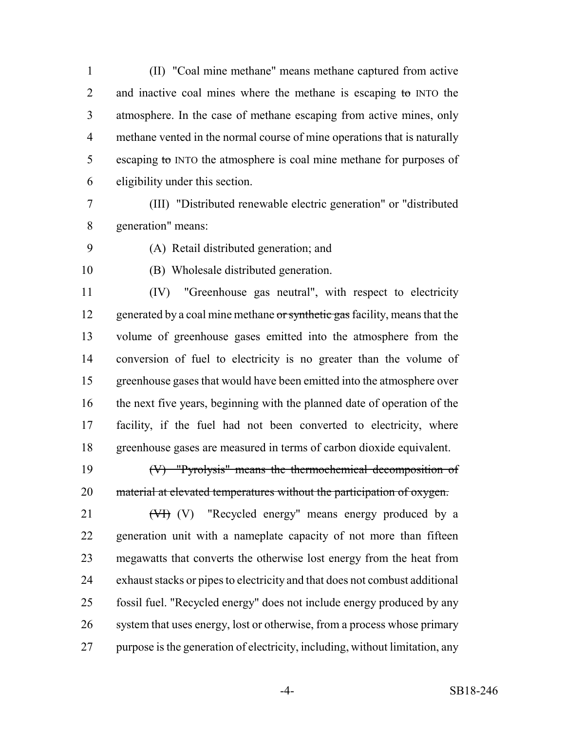(II) "Coal mine methane" means methane captured from active and inactive coal mines where the methane is escaping ~~to~~ INTO the atmosphere. In the case of methane escaping from active mines, only methane vented in the normal course of mine operations that is naturally escaping ~~to~~ INTO the atmosphere is coal mine methane for purposes of eligibility under this section.

(III) "Distributed renewable electric generation" or "distributed generation" means:

(A) Retail distributed generation; and

(B) Wholesale distributed generation.

(IV) "Greenhouse gas neutral", with respect to electricity generated by a coal mine methane ~~or synthetic gas~~ facility, means that the volume of greenhouse gases emitted into the atmosphere from the conversion of fuel to electricity is no greater than the volume of greenhouse gases that would have been emitted into the atmosphere over the next five years, beginning with the planned date of operation of the facility, if the fuel had not been converted to electricity, where greenhouse gases are measured in terms of carbon dioxide equivalent.

~~(V) "Pyrolysis" means the thermochemical decomposition of material at elevated temperatures without the participation of oxygen.~~

~~(VI)~~ (V) "Recycled energy" means energy produced by a generation unit with a nameplate capacity of not more than fifteen megawatts that converts the otherwise lost energy from the heat from exhaust stacks or pipes to electricity and that does not combust additional fossil fuel. "Recycled energy" does not include energy produced by any system that uses energy, lost or otherwise, from a process whose primary purpose is the generation of electricity, including, without limitation, any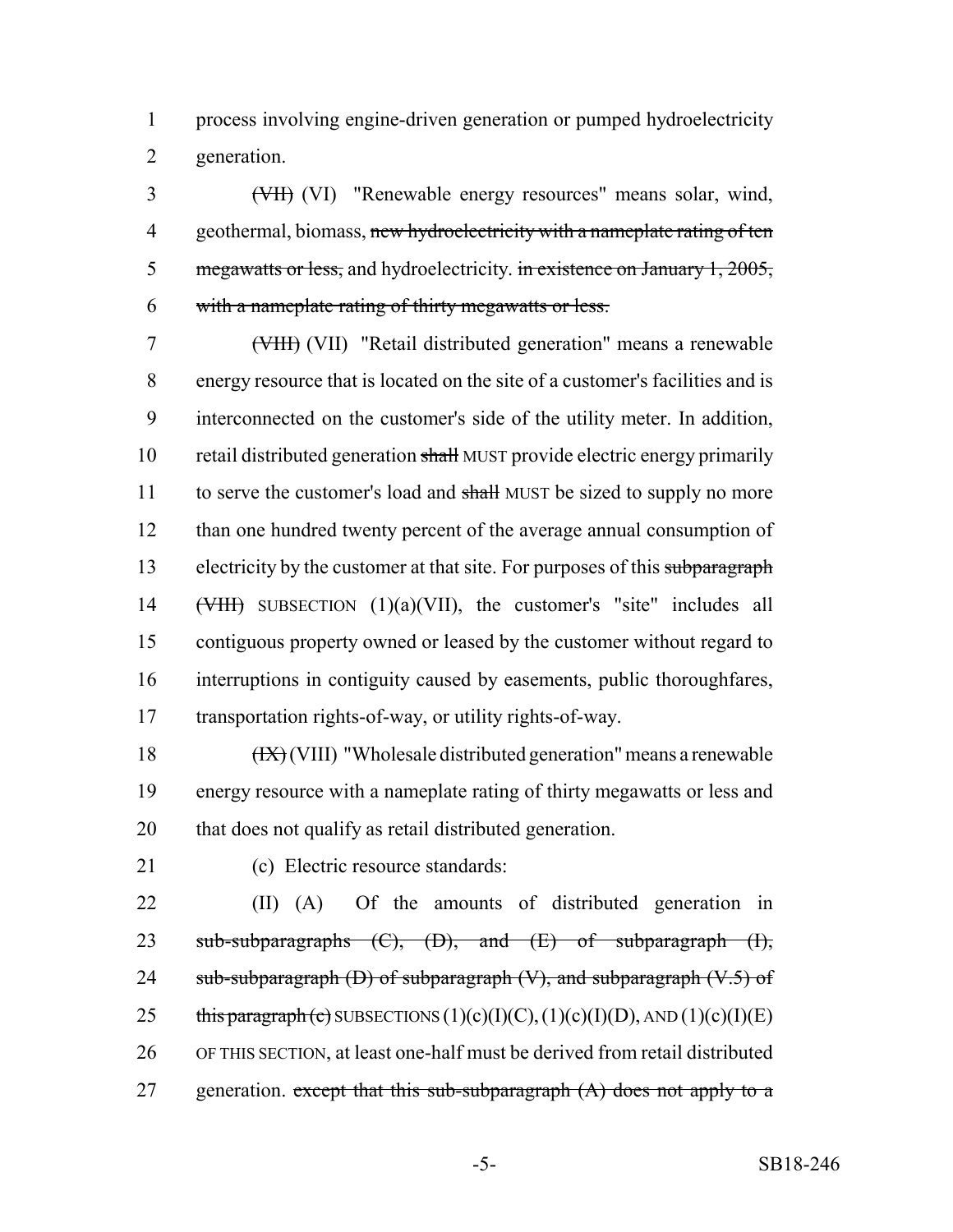process involving engine-driven generation or pumped hydroelectricity generation.

~~(VII)~~ (VI) "Renewable energy resources" means solar, wind, geothermal, biomass, ~~new hydroelectricity with a nameplate rating of ten megawatts or less,~~ and hydroelectricity. ~~in existence on January 1, 2005, with a nameplate rating of thirty megawatts or less.~~

~~(VIII)~~ (VII) "Retail distributed generation" means a renewable energy resource that is located on the site of a customer's facilities and is interconnected on the customer's side of the utility meter. In addition, retail distributed generation ~~shall~~ MUST provide electric energy primarily to serve the customer's load and ~~shall~~ MUST be sized to supply no more than one hundred twenty percent of the average annual consumption of electricity by the customer at that site. For purposes of this ~~subparagraph (VIII)~~ SUBSECTION (1)(a)(VII), the customer's "site" includes all contiguous property owned or leased by the customer without regard to interruptions in contiguity caused by easements, public thoroughfares, transportation rights-of-way, or utility rights-of-way.

~~(IX)~~ (VIII) "Wholesale distributed generation" means a renewable energy resource with a nameplate rating of thirty megawatts or less and that does not qualify as retail distributed generation.

(c) Electric resource standards:

(II) (A) Of the amounts of distributed generation in ~~sub-subparagraphs (C), (D), and (E) of subparagraph (I), sub-subparagraph (D) of subparagraph (V), and subparagraph (V.5) of this paragraph (c)~~ SUBSECTIONS (1)(c)(I)(C), (1)(c)(I)(D), AND (1)(c)(I)(E) OF THIS SECTION, at least one-half must be derived from retail distributed generation. ~~except that this sub-subparagraph (A) does not apply to a~~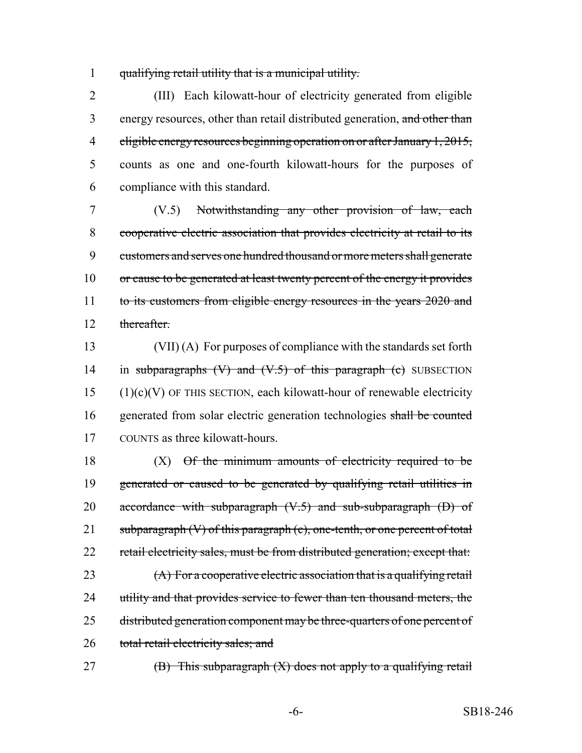qualifying retail utility that is a municipal utility.

(III) Each kilowatt-hour of electricity generated from eligible energy resources, other than retail distributed generation, ~~and other than eligible energy resources beginning operation on or after January 1, 2015,~~ counts as one and one-fourth kilowatt-hours for the purposes of compliance with this standard.

(V.5) ~~Notwithstanding any other provision of law, each cooperative electric association that provides electricity at retail to its customers and serves one hundred thousand or more meters shall generate or cause to be generated at least twenty percent of the energy it provides to its customers from eligible energy resources in the years 2020 and thereafter.~~

(VII) (A) For purposes of compliance with the standards set forth in ~~subparagraphs (V) and (V.5) of this paragraph (c)~~ SUBSECTION (1)(c)(V) OF THIS SECTION, each kilowatt-hour of renewable electricity generated from solar electric generation technologies ~~shall be counted~~ COUNTS as three kilowatt-hours.

(X) ~~Of the minimum amounts of electricity required to be generated or caused to be generated by qualifying retail utilities in accordance with subparagraph (V.5) and sub-subparagraph (D) of subparagraph (V) of this paragraph (c), one-tenth, or one percent of total retail electricity sales, must be from distributed generation; except that:~~

~~(A) For a cooperative electric association that is a qualifying retail utility and that provides service to fewer than ten thousand meters, the distributed generation component may be three-quarters of one percent of total retail electricity sales; and~~

~~(B) This subparagraph (X) does not apply to a qualifying retail~~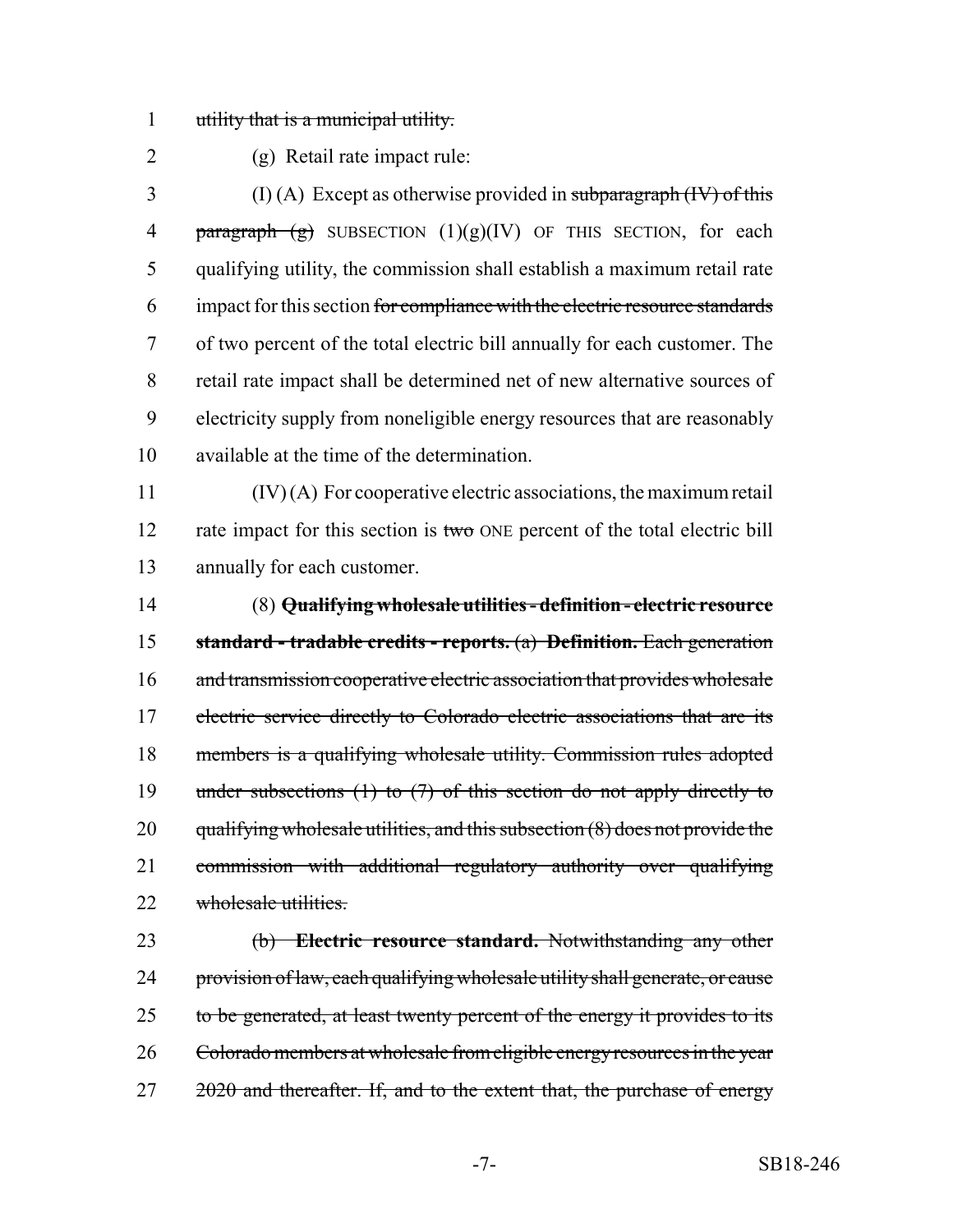utility that is a municipal utility.

(g) Retail rate impact rule:

(I) (A) Except as otherwise provided in subparagraph (IV) of this paragraph (g) SUBSECTION (1)(g)(IV) OF THIS SECTION, for each qualifying utility, the commission shall establish a maximum retail rate impact for this section for compliance with the electric resource standards of two percent of the total electric bill annually for each customer. The retail rate impact shall be determined net of new alternative sources of electricity supply from noneligible energy resources that are reasonably available at the time of the determination.

(IV) (A) For cooperative electric associations, the maximum retail rate impact for this section is two ONE percent of the total electric bill annually for each customer.

(8) **Qualifying wholesale utilities - definition - electric resource standard - tradable credits - reports.** (a) **Definition.** Each generation and transmission cooperative electric association that provides wholesale electric service directly to Colorado electric associations that are its members is a qualifying wholesale utility. Commission rules adopted under subsections (1) to (7) of this section do not apply directly to qualifying wholesale utilities, and this subsection (8) does not provide the commission with additional regulatory authority over qualifying wholesale utilities.

(b) **Electric resource standard.** Notwithstanding any other provision of law, each qualifying wholesale utility shall generate, or cause to be generated, at least twenty percent of the energy it provides to its Colorado members at wholesale from eligible energy resources in the year 2020 and thereafter. If, and to the extent that, the purchase of energy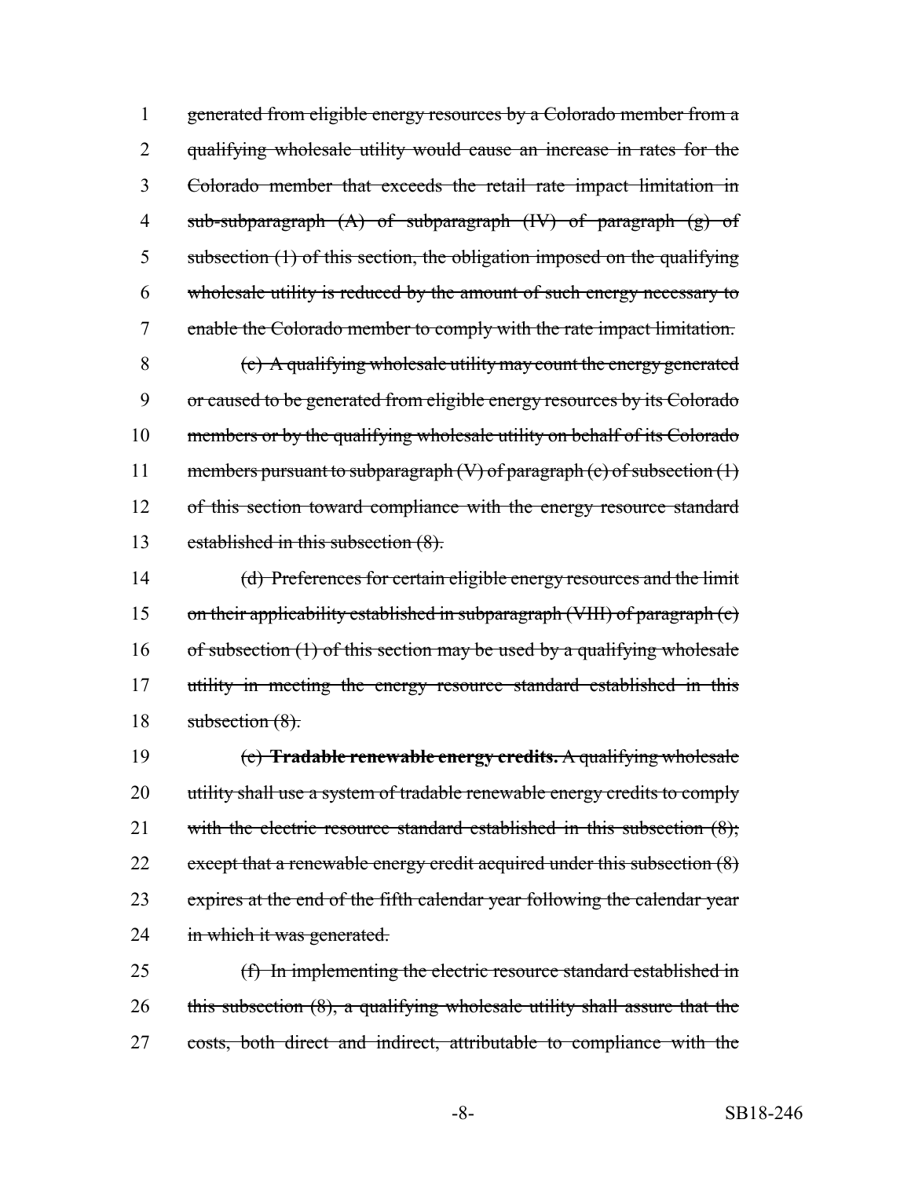generated from eligible energy resources by a Colorado member from a qualifying wholesale utility would cause an increase in rates for the Colorado member that exceeds the retail rate impact limitation in sub-subparagraph (A) of subparagraph (IV) of paragraph (g) of subsection (1) of this section, the obligation imposed on the qualifying wholesale utility is reduced by the amount of such energy necessary to enable the Colorado member to comply with the rate impact limitation.

(c) A qualifying wholesale utility may count the energy generated or caused to be generated from eligible energy resources by its Colorado members or by the qualifying wholesale utility on behalf of its Colorado members pursuant to subparagraph (V) of paragraph (c) of subsection (1) of this section toward compliance with the energy resource standard established in this subsection (8).

(d) Preferences for certain eligible energy resources and the limit on their applicability established in subparagraph (VIII) of paragraph (c) of subsection (1) of this section may be used by a qualifying wholesale utility in meeting the energy resource standard established in this subsection (8).

(e) **Tradable renewable energy credits.** A qualifying wholesale utility shall use a system of tradable renewable energy credits to comply with the electric resource standard established in this subsection (8); except that a renewable energy credit acquired under this subsection (8) expires at the end of the fifth calendar year following the calendar year in which it was generated.

(f) In implementing the electric resource standard established in this subsection (8), a qualifying wholesale utility shall assure that the costs, both direct and indirect, attributable to compliance with the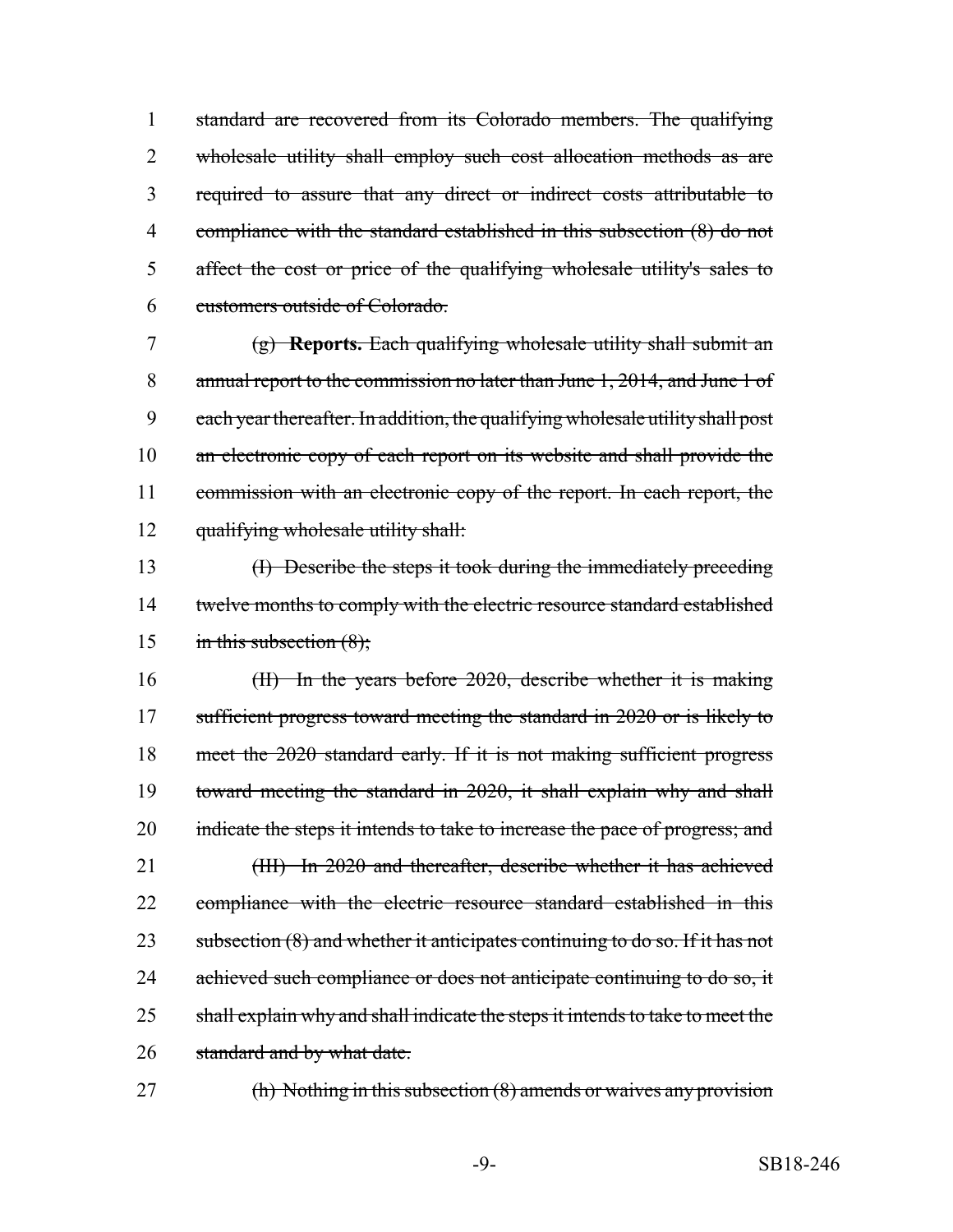standard are recovered from its Colorado members. The qualifying wholesale utility shall employ such cost allocation methods as are required to assure that any direct or indirect costs attributable to compliance with the standard established in this subsection (8) do not affect the cost or price of the qualifying wholesale utility's sales to customers outside of Colorado.

(g) **Reports.** Each qualifying wholesale utility shall submit an annual report to the commission no later than June 1, 2014, and June 1 of each year thereafter. In addition, the qualifying wholesale utility shall post an electronic copy of each report on its website and shall provide the commission with an electronic copy of the report. In each report, the qualifying wholesale utility shall:

(I) Describe the steps it took during the immediately preceding twelve months to comply with the electric resource standard established in this subsection (8);

(II) In the years before 2020, describe whether it is making sufficient progress toward meeting the standard in 2020 or is likely to meet the 2020 standard early. If it is not making sufficient progress toward meeting the standard in 2020, it shall explain why and shall indicate the steps it intends to take to increase the pace of progress; and

(III) In 2020 and thereafter, describe whether it has achieved compliance with the electric resource standard established in this subsection (8) and whether it anticipates continuing to do so. If it has not achieved such compliance or does not anticipate continuing to do so, it shall explain why and shall indicate the steps it intends to take to meet the standard and by what date.

(h) Nothing in this subsection (8) amends or waives any provision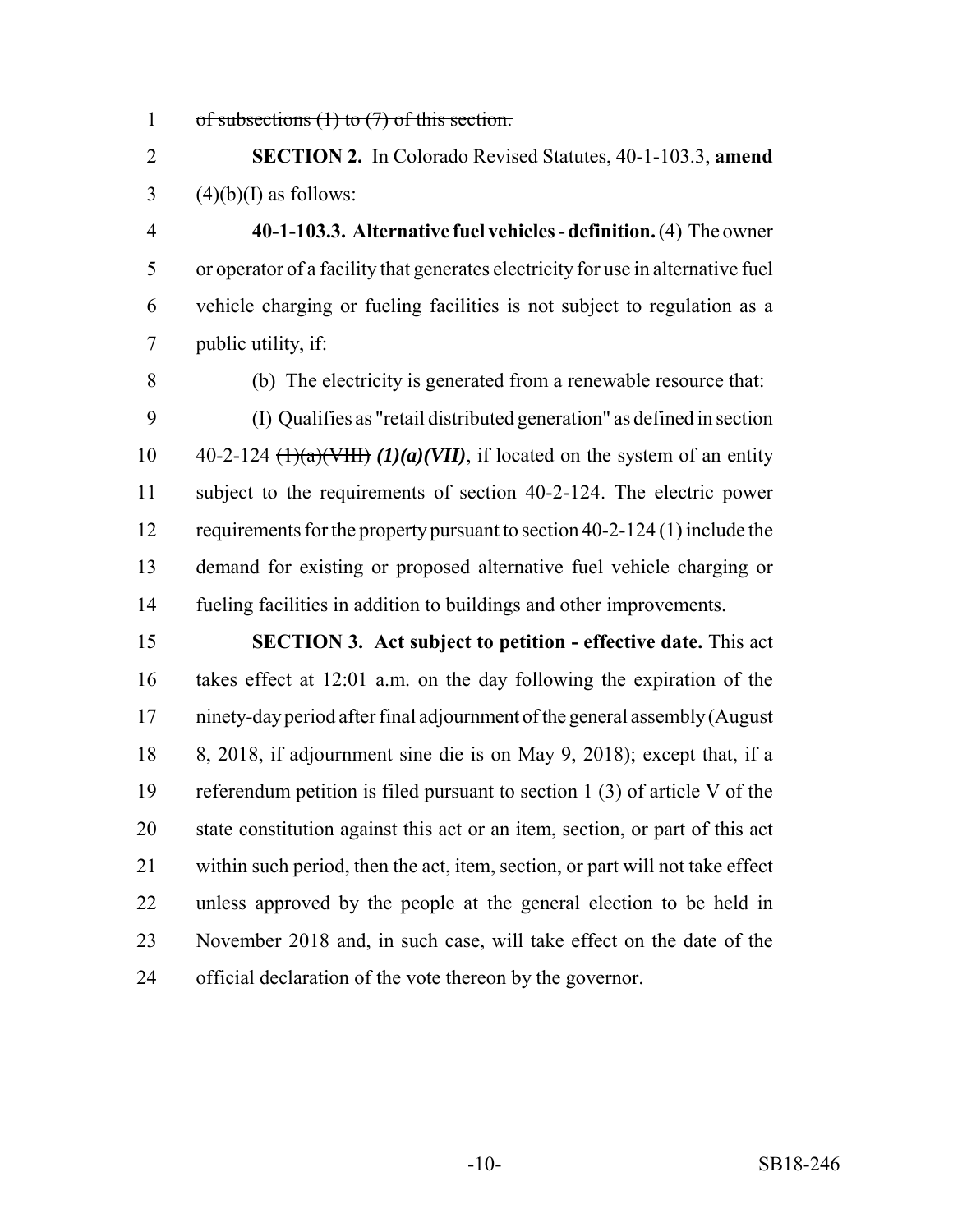~~of subsections (1) to (7) of this section.~~

**SECTION 2.** In Colorado Revised Statutes, 40-1-103.3, **amend** (4)(b)(I) as follows:

**40-1-103.3. Alternative fuel vehicles - definition.** (4) The owner or operator of a facility that generates electricity for use in alternative fuel vehicle charging or fueling facilities is not subject to regulation as a public utility, if:

(b) The electricity is generated from a renewable resource that:

(I) Qualifies as "retail distributed generation" as defined in section 40-2-124 ~~(1)(a)(VIII)~~ ***(1)(a)(VII)***, if located on the system of an entity subject to the requirements of section 40-2-124. The electric power requirements for the property pursuant to section 40-2-124 (1) include the demand for existing or proposed alternative fuel vehicle charging or fueling facilities in addition to buildings and other improvements.

**SECTION 3. Act subject to petition - effective date.** This act takes effect at 12:01 a.m. on the day following the expiration of the ninety-day period after final adjournment of the general assembly (August 8, 2018, if adjournment sine die is on May 9, 2018); except that, if a referendum petition is filed pursuant to section 1 (3) of article V of the state constitution against this act or an item, section, or part of this act within such period, then the act, item, section, or part will not take effect unless approved by the people at the general election to be held in November 2018 and, in such case, will take effect on the date of the official declaration of the vote thereon by the governor.